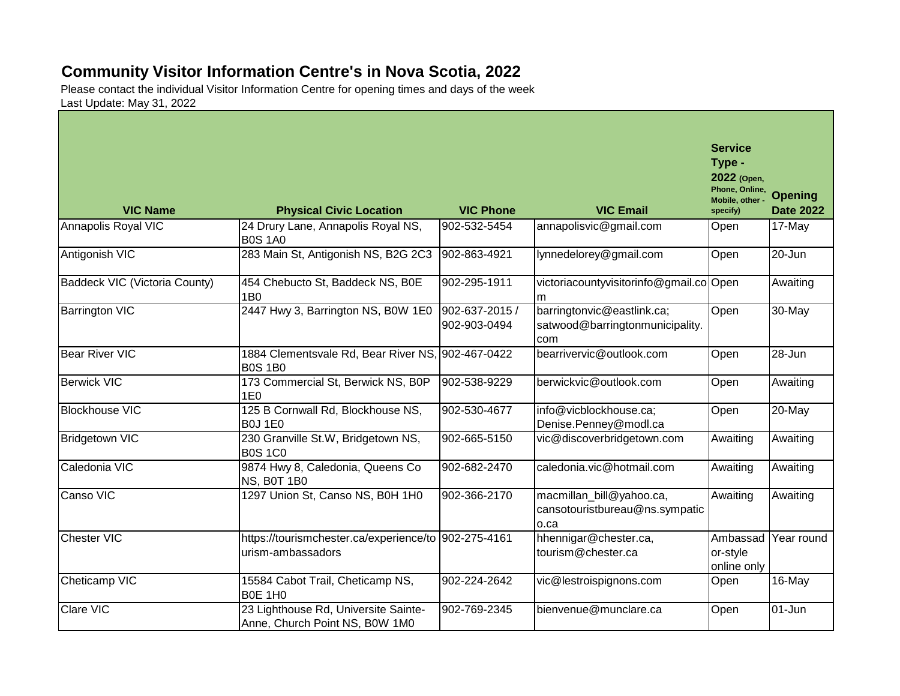# Community Visitor Information Centre's in Nova Scotia, 2022

Please contact the individual Visitor Information Centre for opening times and days of the week

Last Update: May 31, 2022

| VIC Name | Physical Civic Location | VIC Phone | VIC Email | Service Type - 2022 (Open, Phone, Online, Mobile, other - specify) | Opening Date 2022 |
|---|---|---|---|---|---|
| Annapolis Royal VIC | 24 Drury Lane, Annapolis Royal NS, B0S 1A0 | 902-532-5454 | annapolisvic@gmail.com | Open | 17-May |
| Antigonish VIC | 283 Main St, Antigonish NS, B2G 2C3 | 902-863-4921 | lynnedelorey@gmail.com | Open | 20-Jun |
| Baddeck VIC (Victoria County) | 454 Chebucto St, Baddeck NS, B0E 1B0 | 902-295-1911 | victoriacountyvisitorinfo@gmail.com | Open | Awaiting |
| Barrington VIC | 2447 Hwy 3, Barrington NS, B0W 1E0 | 902-637-2015 / 902-903-0494 | barringtonvic@eastlink.ca; satwood@barringtonmunicipality.com | Open | 30-May |
| Bear River VIC | 1884 Clementsvale Rd, Bear River NS, B0S 1B0 | 902-467-0422 | bearrivervic@outlook.com | Open | 28-Jun |
| Berwick VIC | 173 Commercial St, Berwick NS, B0P 1E0 | 902-538-9229 | berwickvic@outlook.com | Open | Awaiting |
| Blockhouse VIC | 125 B Cornwall Rd, Blockhouse NS, B0J 1E0 | 902-530-4677 | info@vicblockhouse.ca; Denise.Penney@modl.ca | Open | 20-May |
| Bridgetown VIC | 230 Granville St.W, Bridgetown NS, B0S 1C0 | 902-665-5150 | vic@discoverbridgetown.com | Awaiting | Awaiting |
| Caledonia VIC | 9874 Hwy 8, Caledonia, Queens Co NS, B0T 1B0 | 902-682-2470 | caledonia.vic@hotmail.com | Awaiting | Awaiting |
| Canso VIC | 1297 Union St, Canso NS, B0H 1H0 | 902-366-2170 | macmillan_bill@yahoo.ca, cansotouristbureau@ns.sympatico.ca | Awaiting | Awaiting |
| Chester VIC | https://tourismchester.ca/experience/tourism-ambassadors | 902-275-4161 | hhennigar@chester.ca, tourism@chester.ca | Ambassador-style online only | Year round |
| Cheticamp VIC | 15584 Cabot Trail, Cheticamp NS, B0E 1H0 | 902-224-2642 | vic@lestroispignons.com | Open | 16-May |
| Clare VIC | 23 Lighthouse Rd, Universite Sainte-Anne, Church Point NS, B0W 1M0 | 902-769-2345 | bienvenue@munclare.ca | Open | 01-Jun |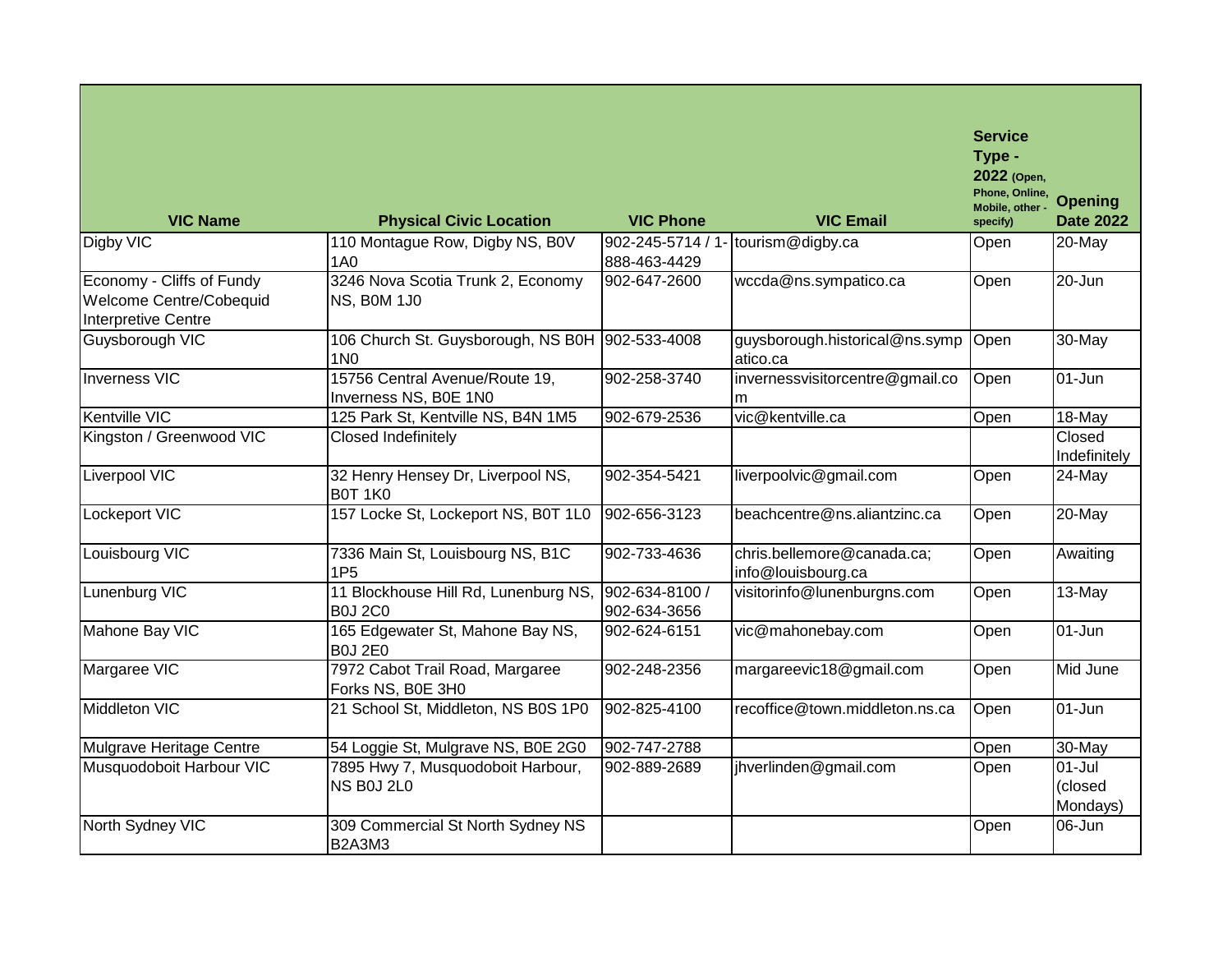| VIC Name | Physical Civic Location | VIC Phone | VIC Email | Service Type - 2022 (Open, Phone, Online, Mobile, other - specify) | Opening Date 2022 |
|---|---|---|---|---|---|
| Digby VIC | 110 Montague Row, Digby NS, B0V 1A0 | 902-245-5714 / 1-888-463-4429 | tourism@digby.ca | Open | 20-May |
| Economy - Cliffs of Fundy Welcome Centre/Cobequid Interpretive Centre | 3246 Nova Scotia Trunk 2, Economy NS, B0M 1J0 | 902-647-2600 | wccda@ns.sympatico.ca | Open | 20-Jun |
| Guysborough VIC | 106 Church St. Guysborough, NS B0H 1N0 | 902-533-4008 | guysborough.historical@ns.sympatico.ca | Open | 30-May |
| Inverness VIC | 15756 Central Avenue/Route 19, Inverness NS, B0E 1N0 | 902-258-3740 | invernessvisitorcentre@gmail.com | Open | 01-Jun |
| Kentville VIC | 125 Park St, Kentville NS, B4N 1M5 | 902-679-2536 | vic@kentville.ca | Open | 18-May |
| Kingston / Greenwood VIC | Closed Indefinitely | | | | Closed Indefinitely |
| Liverpool VIC | 32 Henry Hensey Dr, Liverpool NS, B0T 1K0 | 902-354-5421 | liverpoolvic@gmail.com | Open | 24-May |
| Lockeport VIC | 157 Locke St, Lockeport NS, B0T 1L0 | 902-656-3123 | beachcentre@ns.aliantzinc.ca | Open | 20-May |
| Louisbourg VIC | 7336 Main St, Louisbourg NS, B1C 1P5 | 902-733-4636 | chris.bellemore@canada.ca; info@louisbourg.ca | Open | Awaiting |
| Lunenburg VIC | 11 Blockhouse Hill Rd, Lunenburg NS, B0J 2C0 | 902-634-8100 / 902-634-3656 | visitorinfo@lunenburgns.com | Open | 13-May |
| Mahone Bay VIC | 165 Edgewater St, Mahone Bay NS, B0J 2E0 | 902-624-6151 | vic@mahonebay.com | Open | 01-Jun |
| Margaree VIC | 7972 Cabot Trail Road, Margaree Forks NS, B0E 3H0 | 902-248-2356 | margareevic18@gmail.com | Open | Mid June |
| Middleton VIC | 21 School St, Middleton, NS B0S 1P0 | 902-825-4100 | recoffice@town.middleton.ns.ca | Open | 01-Jun |
| Mulgrave Heritage Centre | 54 Loggie St, Mulgrave NS, B0E 2G0 | 902-747-2788 | | Open | 30-May |
| Musquodoboit Harbour VIC | 7895 Hwy 7, Musquodoboit Harbour, NS B0J 2L0 | 902-889-2689 | jhverlinden@gmail.com | Open | 01-Jul (closed Mondays) |
| North Sydney VIC | 309 Commercial St North Sydney NS B2A3M3 | | | Open | 06-Jun |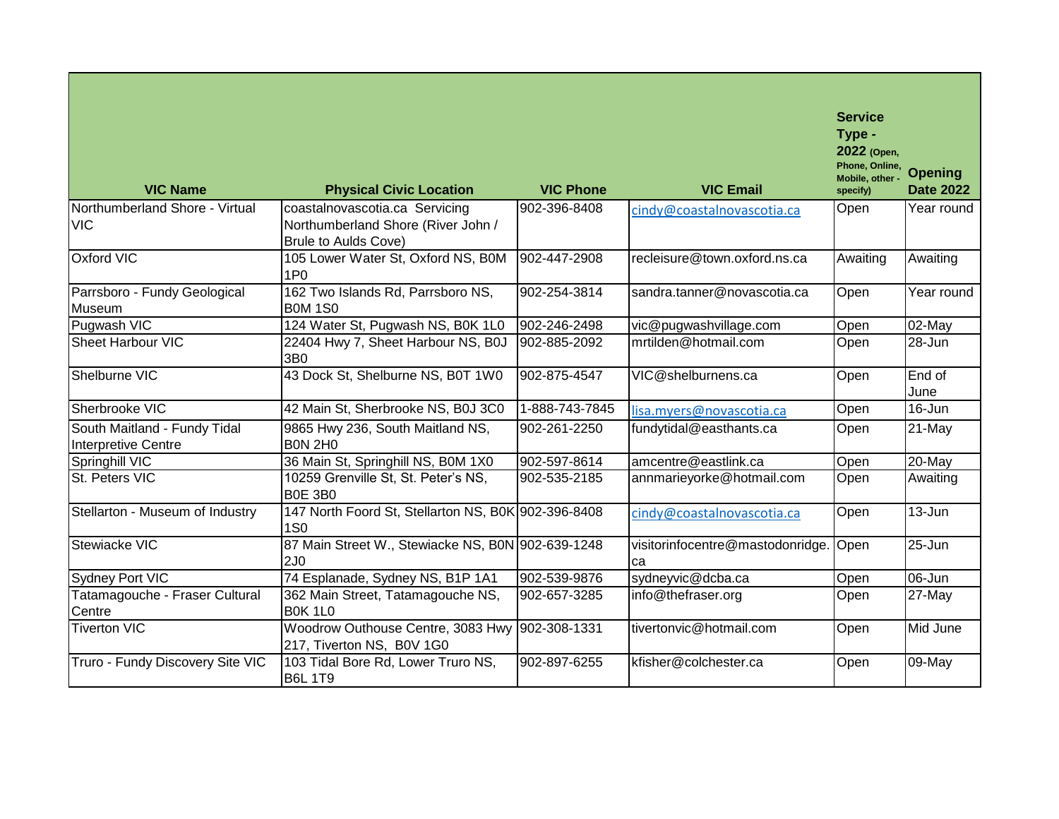| VIC Name | Physical Civic Location | VIC Phone | VIC Email | Service Type - 2022 (Open, Phone, Online, Mobile, other - specify) | Opening Date 2022 |
|---|---|---|---|---|---|
| Northumberland Shore - Virtual VIC | coastalnovascotia.ca Servicing Northumberland Shore (River John / Brule to Aulds Cove) | 902-396-8408 | cindy@coastalnovascotia.ca | Open | Year round |
| Oxford VIC | 105 Lower Water St, Oxford NS, B0M 1P0 | 902-447-2908 | recleisure@town.oxford.ns.ca | Awaiting | Awaiting |
| Parrsboro - Fundy Geological Museum | 162 Two Islands Rd, Parrsboro NS, B0M 1S0 | 902-254-3814 | sandra.tanner@novascotia.ca | Open | Year round |
| Pugwash VIC | 124 Water St, Pugwash NS, B0K 1L0 | 902-246-2498 | vic@pugwashvillage.com | Open | 02-May |
| Sheet Harbour VIC | 22404 Hwy 7, Sheet Harbour NS, B0J 3B0 | 902-885-2092 | mrtilden@hotmail.com | Open | 28-Jun |
| Shelburne VIC | 43 Dock St, Shelburne NS, B0T 1W0 | 902-875-4547 | VIC@shelburnens.ca | Open | End of June |
| Sherbrooke VIC | 42 Main St, Sherbrooke NS, B0J 3C0 | 1-888-743-7845 | lisa.myers@novascotia.ca | Open | 16-Jun |
| South Maitland - Fundy Tidal Interpretive Centre | 9865 Hwy 236, South Maitland NS, B0N 2H0 | 902-261-2250 | fundytidal@easthants.ca | Open | 21-May |
| Springhill VIC | 36 Main St, Springhill NS, B0M 1X0 | 902-597-8614 | amcentre@eastlink.ca | Open | 20-May |
| St. Peters VIC | 10259 Grenville St, St. Peter's NS, B0E 3B0 | 902-535-2185 | annmarieyorke@hotmail.com | Open | Awaiting |
| Stellarton - Museum of Industry | 147 North Foord St, Stellarton NS, B0K 1S0 | 902-396-8408 | cindy@coastalnovascotia.ca | Open | 13-Jun |
| Stewiacke VIC | 87 Main Street W., Stewiacke NS, B0N 2J0 | 902-639-1248 | visitorinfocentre@mastodonridge.ca | Open | 25-Jun |
| Sydney Port VIC | 74 Esplanade, Sydney NS, B1P 1A1 | 902-539-9876 | sydneyvic@dcba.ca | Open | 06-Jun |
| Tatamagouche - Fraser Cultural Centre | 362 Main Street, Tatamagouche NS, B0K 1L0 | 902-657-3285 | info@thefraser.org | Open | 27-May |
| Tiverton VIC | Woodrow Outhouse Centre, 3083 Hwy 217, Tiverton NS, B0V 1G0 | 902-308-1331 | tivertonvic@hotmail.com | Open | Mid June |
| Truro - Fundy Discovery Site VIC | 103 Tidal Bore Rd, Lower Truro NS, B6L 1T9 | 902-897-6255 | kfisher@colchester.ca | Open | 09-May |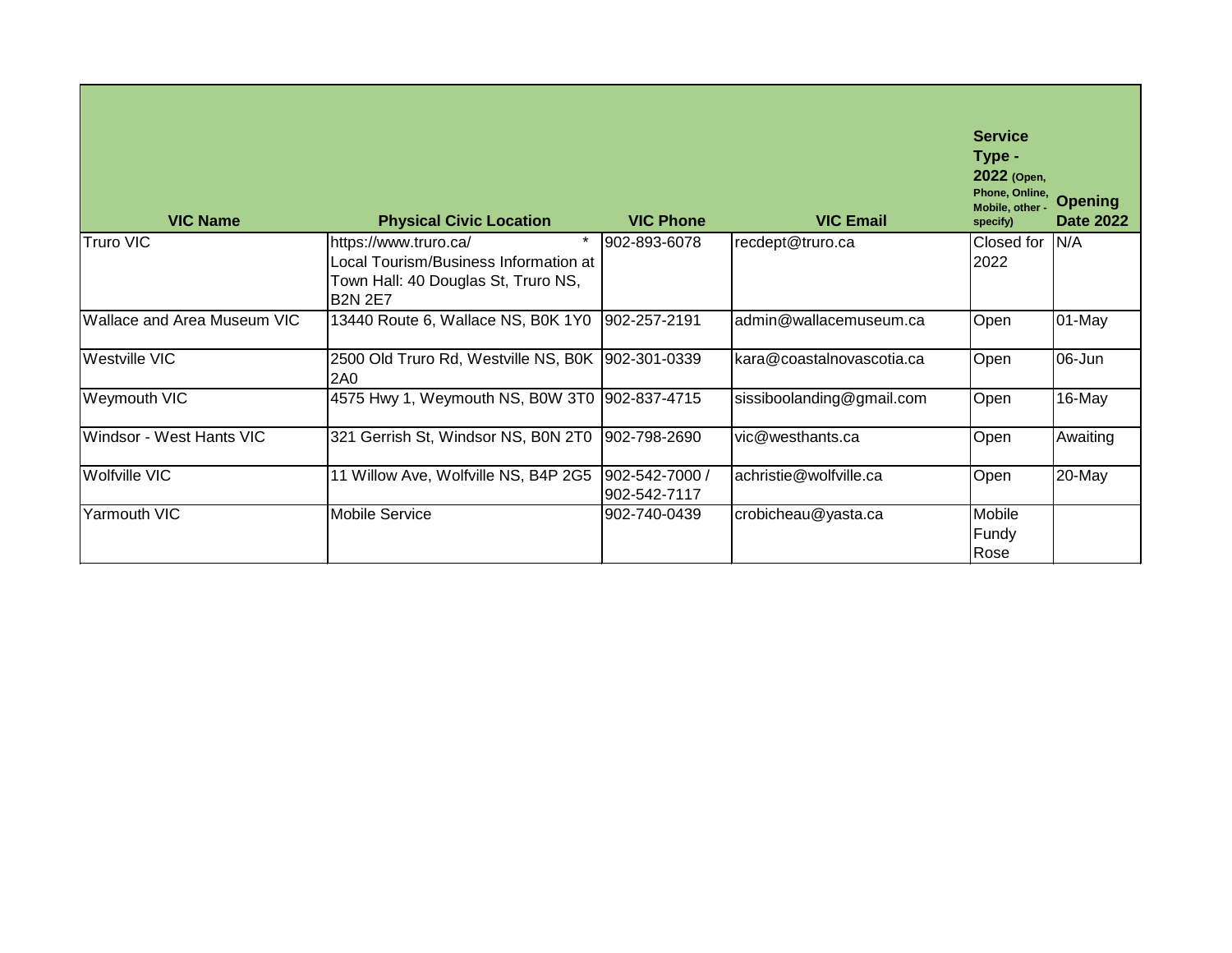| VIC Name | Physical Civic Location | VIC Phone | VIC Email | Service Type - 2022 (Open, Phone, Online, Mobile, other - specify) | Opening Date 2022 |
|---|---|---|---|---|---|
| Truro VIC | https://www.truro.ca/ * Local Tourism/Business Information at Town Hall: 40 Douglas St, Truro NS, B2N 2E7 | 902-893-6078 | recdept@truro.ca | Closed for 2022 | N/A |
| Wallace and Area Museum VIC | 13440 Route 6, Wallace NS, B0K 1Y0 | 902-257-2191 | admin@wallacemuseum.ca | Open | 01-May |
| Westville VIC | 2500 Old Truro Rd, Westville NS, B0K 2A0 | 902-301-0339 | kara@coastalnovascotia.ca | Open | 06-Jun |
| Weymouth VIC | 4575 Hwy 1, Weymouth NS, B0W 3T0 | 902-837-4715 | sissiboolanding@gmail.com | Open | 16-May |
| Windsor - West Hants VIC | 321 Gerrish St, Windsor NS, B0N 2T0 | 902-798-2690 | vic@westhants.ca | Open | Awaiting |
| Wolfville VIC | 11 Willow Ave, Wolfville NS, B4P 2G5 | 902-542-7000 / 902-542-7117 | achristie@wolfville.ca | Open | 20-May |
| Yarmouth VIC | Mobile Service | 902-740-0439 | crobicheau@yasta.ca | Mobile Fundy Rose | |